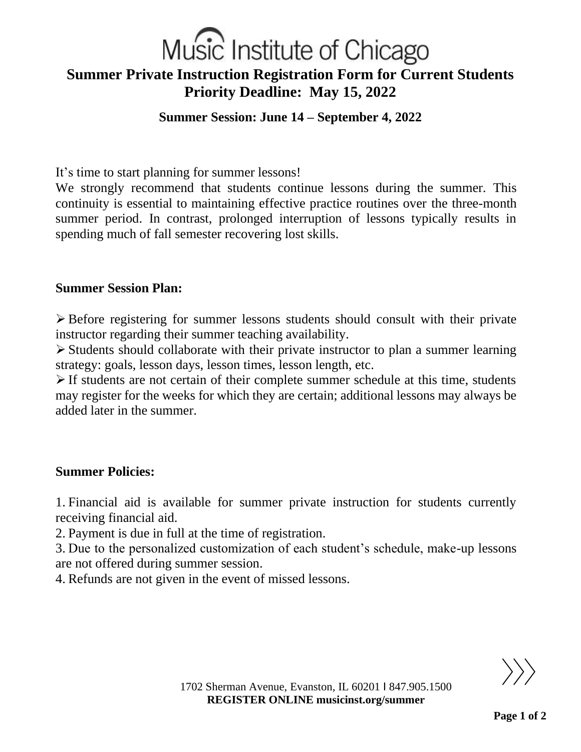# Music Institute of Chicago

## Summer Private Instruction Registration Form for Current Students
## Priority Deadline: May 15, 2022

### Summer Session: June 14 – September 4, 2022

It's time to start planning for summer lessons!

We strongly recommend that students continue lessons during the summer. This continuity is essential to maintaining effective practice routines over the three-month summer period. In contrast, prolonged interruption of lessons typically results in spending much of fall semester recovering lost skills.

**Summer Session Plan:**

- Before registering for summer lessons students should consult with their private instructor regarding their summer teaching availability.
- Students should collaborate with their private instructor to plan a summer learning strategy: goals, lesson days, lesson times, lesson length, etc.
- If students are not certain of their complete summer schedule at this time, students may register for the weeks for which they are certain; additional lessons may always be added later in the summer.

**Summer Policies:**

1. Financial aid is available for summer private instruction for students currently receiving financial aid.
2. Payment is due in full at the time of registration.
3. Due to the personalized customization of each student's schedule, make-up lessons are not offered during summer session.
4. Refunds are not given in the event of missed lessons.

1702 Sherman Avenue, Evanston, IL 60201 | 847.905.1500
**REGISTER ONLINE musicinst.org/summer**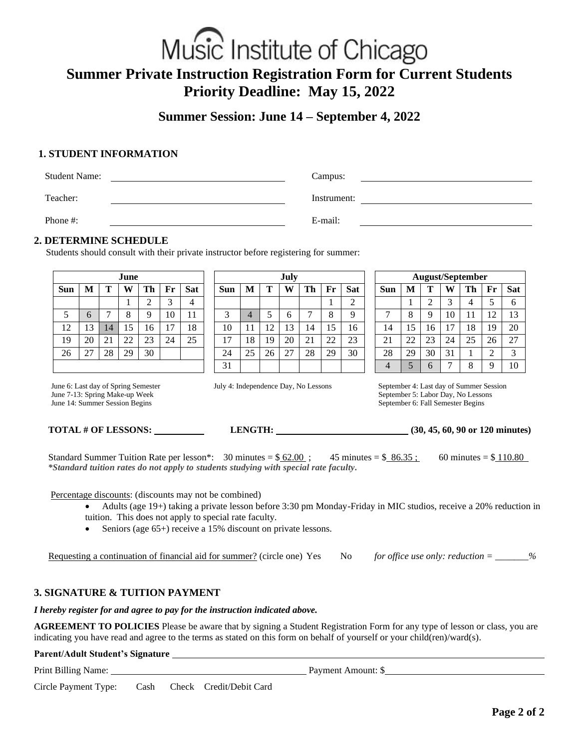Music Institute of Chicago

# Summer Private Instruction Registration Form for Current Students
# Priority Deadline: May 15, 2022

## Summer Session: June 14 – September 4, 2022

### 1. STUDENT INFORMATION

Student Name: ______________________ Campus: ______________________

Teacher: ______________________ Instrument: ______________________

Phone #: ______________________ E-mail: ______________________

### 2. DETERMINE SCHEDULE

Students should consult with their private instructor before registering for summer:

| June | | | | | | |
|---|---|---|---|---|---|---|
| Sun | M | T | W | Th | Fr | Sat |
| | | | 1 | 2 | 3 | 4 |
| 5 | 6 | 7 | 8 | 9 | 10 | 11 |
| 12 | 13 | 14 | 15 | 16 | 17 | 18 |
| 19 | 20 | 21 | 22 | 23 | 24 | 25 |
| 26 | 27 | 28 | 29 | 30 | | |

| July | | | | | | |
|---|---|---|---|---|---|---|
| Sun | M | T | W | Th | Fr | Sat |
| | | | | | 1 | 2 |
| 3 | 4 | 5 | 6 | 7 | 8 | 9 |
| 10 | 11 | 12 | 13 | 14 | 15 | 16 |
| 17 | 18 | 19 | 20 | 21 | 22 | 23 |
| 24 | 25 | 26 | 27 | 28 | 29 | 30 |
| 31 | | | | | | |

| August/September | | | | | | |
|---|---|---|---|---|---|---|
| Sun | M | T | W | Th | Fr | Sat |
| | 1 | 2 | 3 | 4 | 5 | 6 |
| 7 | 8 | 9 | 10 | 11 | 12 | 13 |
| 14 | 15 | 16 | 17 | 18 | 19 | 20 |
| 21 | 22 | 23 | 24 | 25 | 26 | 27 |
| 28 | 29 | 30 | 31 | 1 | 2 | 3 |
| 4 | 5 | 6 | 7 | 8 | 9 | 10 |

June 6: Last day of Spring Semester
June 7-13: Spring Make-up Week
June 14: Summer Session Begins

July 4: Independence Day, No Lessons

September 4: Last day of Summer Session
September 5: Labor Day, No Lessons
September 6: Fall Semester Begins

**TOTAL # OF LESSONS:** __________ **LENGTH:** ______________________ **(30, 45, 60, 90 or 120 minutes)**

Standard Summer Tuition Rate per lesson*: 30 minutes = $ 62.00 ; 45 minutes = $ 86.35 ; 60 minutes = $ 110.80
***Standard tuition rates do not apply to students studying with special rate faculty.***

Percentage discounts: (discounts may not be combined)

- Adults (age 19+) taking a private lesson before 3:30 pm Monday-Friday in MIC studios, receive a 20% reduction in tuition. This does not apply to special rate faculty.
- Seniors (age 65+) receive a 15% discount on private lessons.

Requesting a continuation of financial aid for summer? (circle one) Yes No *for office use only: reduction = _______%*

### 3. SIGNATURE & TUITION PAYMENT

***I hereby register for and agree to pay for the instruction indicated above.***

**AGREEMENT TO POLICIES** Please be aware that by signing a Student Registration Form for any type of lesson or class, you are indicating you have read and agree to the terms as stated on this form on behalf of yourself or your child(ren)/ward(s).

**Parent/Adult Student's Signature** ______________________

Print Billing Name: ______________________ Payment Amount: $______________________

Circle Payment Type: Cash Check Credit/Debit Card